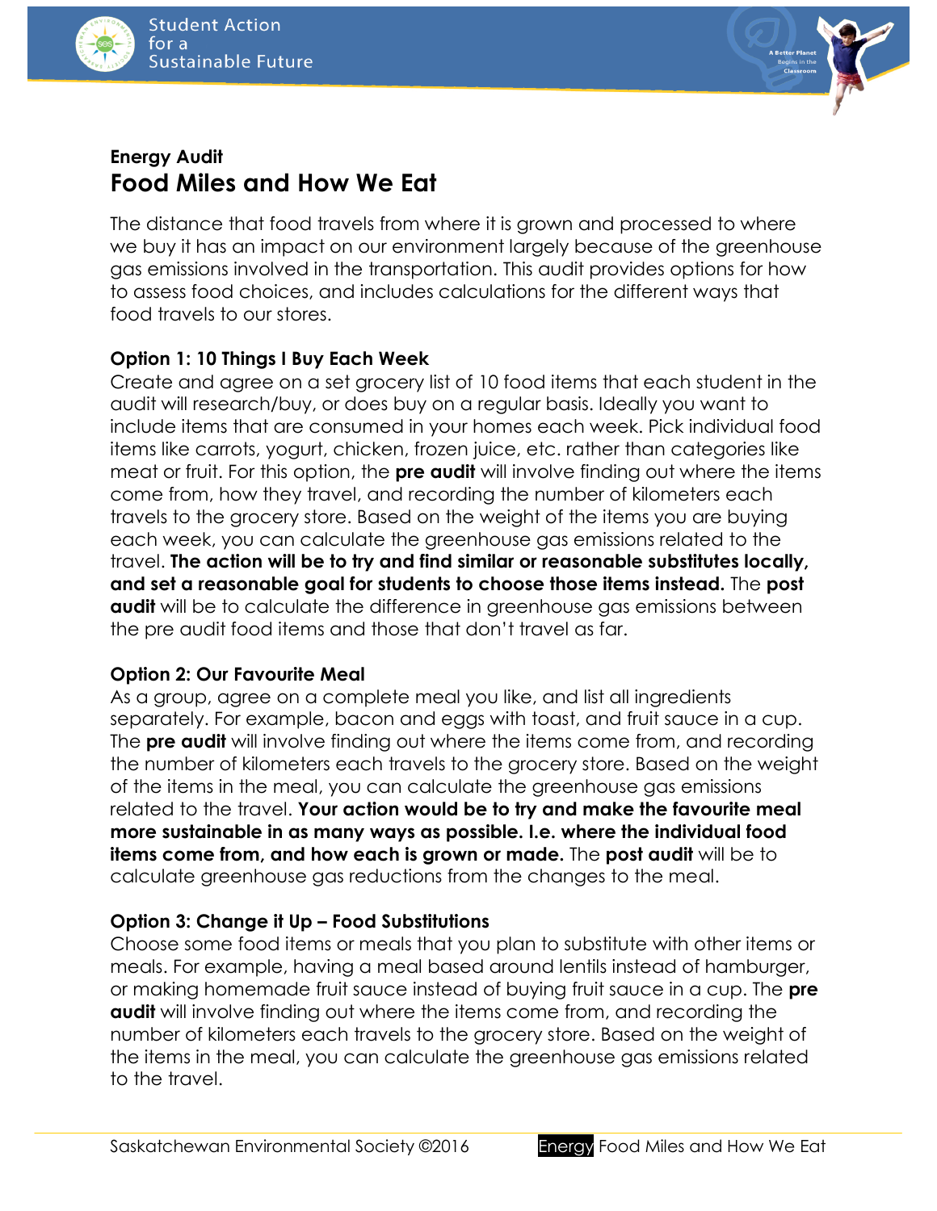## Energy Audit

# Food Miles and How We Eat

The distance that food travels from where it is grown and processed to where we buy it has an impact on our environment largely because of the greenhouse gas emissions involved in the transportation. This audit provides options for how to assess food choices, and includes calculations for the different ways that food travels to our stores.

### Option 1: 10 Things I Buy Each Week

Create and agree on a set grocery list of 10 food items that each student in the audit will research/buy, or does buy on a regular basis. Ideally you want to include items that are consumed in your homes each week. Pick individual food items like carrots, yogurt, chicken, frozen juice, etc. rather than categories like meat or fruit. For this option, the **pre audit** will involve finding out where the items come from, how they travel, and recording the number of kilometers each travels to the grocery store. Based on the weight of the items you are buying each week, you can calculate the greenhouse gas emissions related to the travel. **The action will be to try and find similar or reasonable substitutes locally, and set a reasonable goal for students to choose those items instead.** The **post audit** will be to calculate the difference in greenhouse gas emissions between the pre audit food items and those that don't travel as far.

### Option 2: Our Favourite Meal

As a group, agree on a complete meal you like, and list all ingredients separately. For example, bacon and eggs with toast, and fruit sauce in a cup. The **pre audit** will involve finding out where the items come from, and recording the number of kilometers each travels to the grocery store. Based on the weight of the items in the meal, you can calculate the greenhouse gas emissions related to the travel. **Your action would be to try and make the favourite meal more sustainable in as many ways as possible. I.e. where the individual food items come from, and how each is grown or made.** The **post audit** will be to calculate greenhouse gas reductions from the changes to the meal.

### Option 3: Change it Up – Food Substitutions

Choose some food items or meals that you plan to substitute with other items or meals. For example, having a meal based around lentils instead of hamburger, or making homemade fruit sauce instead of buying fruit sauce in a cup. The **pre audit** will involve finding out where the items come from, and recording the number of kilometers each travels to the grocery store. Based on the weight of the items in the meal, you can calculate the greenhouse gas emissions related to the travel.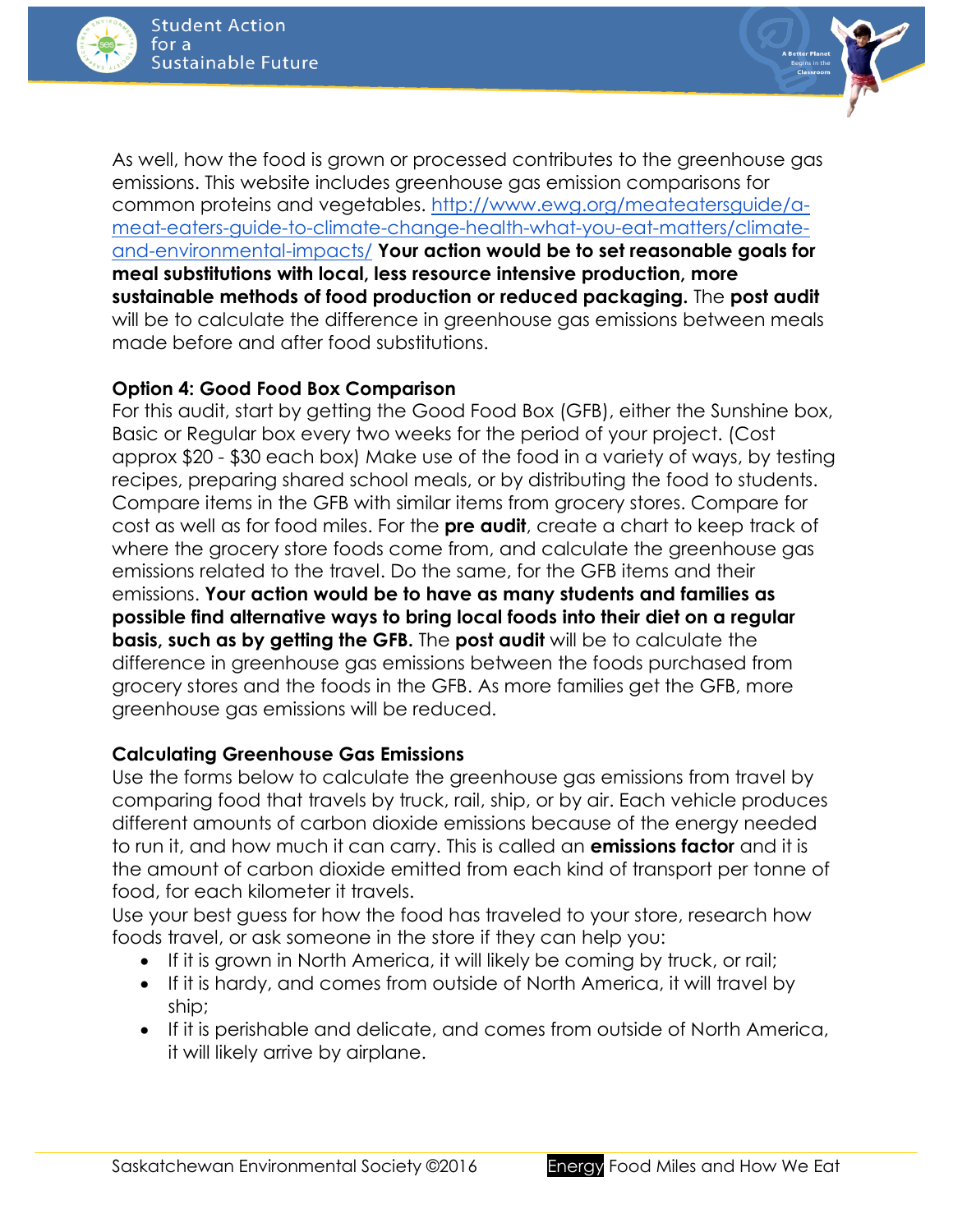As well, how the food is grown or processed contributes to the greenhouse gas emissions. This website includes greenhouse gas emission comparisons for common proteins and vegetables. [http://www.ewg.org/meateatersguide/a-meat-eaters-guide-to-climate-change-health-what-you-eat-matters/climate-and-environmental-impacts/](http://www.ewg.org/meateatersguide/a-meat-eaters-guide-to-climate-change-health-what-you-eat-matters/climate-and-environmental-impacts/) **Your action would be to set reasonable goals for meal substitutions with local, less resource intensive production, more sustainable methods of food production or reduced packaging.** The **post audit** will be to calculate the difference in greenhouse gas emissions between meals made before and after food substitutions.

**Option 4: Good Food Box Comparison**
For this audit, start by getting the Good Food Box (GFB), either the Sunshine box, Basic or Regular box every two weeks for the period of your project. (Cost approx $20 - $30 each box) Make use of the food in a variety of ways, by testing recipes, preparing shared school meals, or by distributing the food to students. Compare items in the GFB with similar items from grocery stores. Compare for cost as well as for food miles. For the **pre audit**, create a chart to keep track of where the grocery store foods come from, and calculate the greenhouse gas emissions related to the travel. Do the same, for the GFB items and their emissions. **Your action would be to have as many students and families as possible find alternative ways to bring local foods into their diet on a regular basis, such as by getting the GFB.** The **post audit** will be to calculate the difference in greenhouse gas emissions between the foods purchased from grocery stores and the foods in the GFB. As more families get the GFB, more greenhouse gas emissions will be reduced.

**Calculating Greenhouse Gas Emissions**
Use the forms below to calculate the greenhouse gas emissions from travel by comparing food that travels by truck, rail, ship, or by air. Each vehicle produces different amounts of carbon dioxide emissions because of the energy needed to run it, and how much it can carry. This is called an **emissions factor** and it is the amount of carbon dioxide emitted from each kind of transport per tonne of food, for each kilometer it travels.
Use your best guess for how the food has traveled to your store, research how foods travel, or ask someone in the store if they can help you:

- If it is grown in North America, it will likely be coming by truck, or rail;
- If it is hardy, and comes from outside of North America, it will travel by ship;
- If it is perishable and delicate, and comes from outside of North America, it will likely arrive by airplane.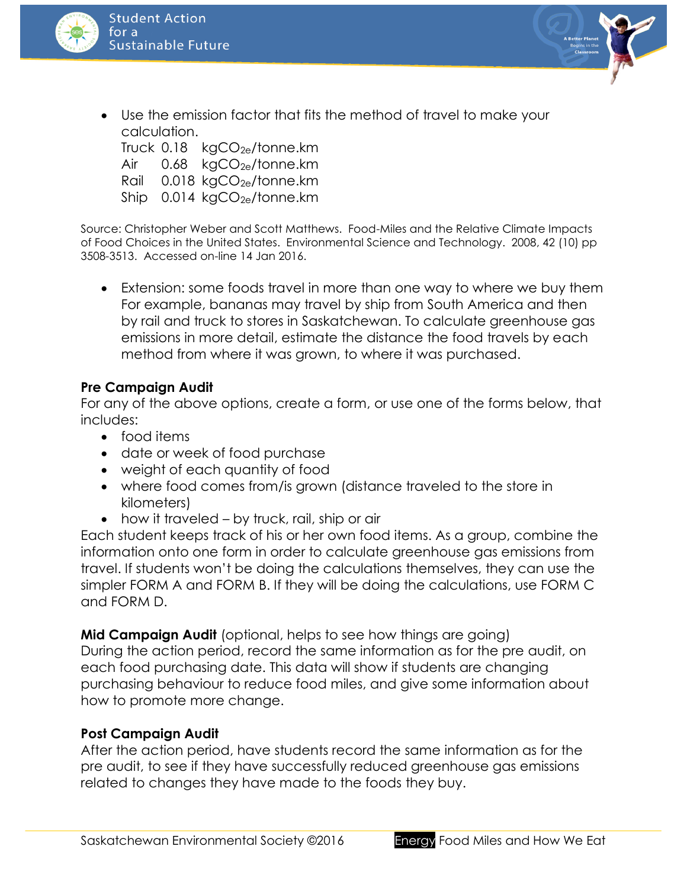- Use the emission factor that fits the method of travel to make your calculation.
  Truck 0.18 $kgCO_{2e}$/tonne.km
  Air 0.68 $kgCO_{2e}$/tonne.km
  Rail 0.018 $kgCO_{2e}$/tonne.km
  Ship 0.014 $kgCO_{2e}$/tonne.km

Source: Christopher Weber and Scott Matthews. Food-Miles and the Relative Climate Impacts of Food Choices in the United States. Environmental Science and Technology. 2008, 42 (10) pp 3508-3513. Accessed on-line 14 Jan 2016.

- Extension: some foods travel in more than one way to where we buy them For example, bananas may travel by ship from South America and then by rail and truck to stores in Saskatchewan. To calculate greenhouse gas emissions in more detail, estimate the distance the food travels by each method from where it was grown, to where it was purchased.

**Pre Campaign Audit**

For any of the above options, create a form, or use one of the forms below, that includes:

- food items
- date or week of food purchase
- weight of each quantity of food
- where food comes from/is grown (distance traveled to the store in kilometers)
- how it traveled – by truck, rail, ship or air

Each student keeps track of his or her own food items. As a group, combine the information onto one form in order to calculate greenhouse gas emissions from travel. If students won't be doing the calculations themselves, they can use the simpler FORM A and FORM B. If they will be doing the calculations, use FORM C and FORM D.

**Mid Campaign Audit** (optional, helps to see how things are going)

During the action period, record the same information as for the pre audit, on each food purchasing date. This data will show if students are changing purchasing behaviour to reduce food miles, and give some information about how to promote more change.

**Post Campaign Audit**

After the action period, have students record the same information as for the pre audit, to see if they have successfully reduced greenhouse gas emissions related to changes they have made to the foods they buy.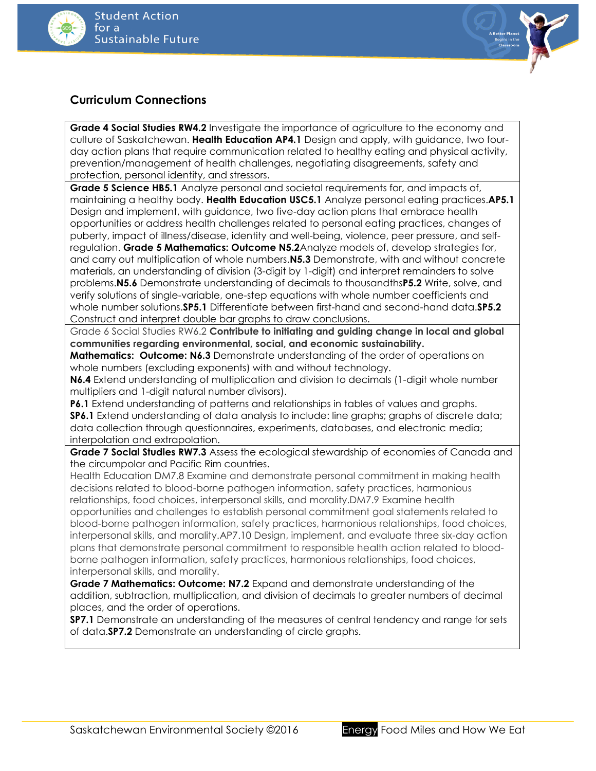## Curriculum Connections

| |
|---|
| **Grade 4 Social Studies RW4.2** Investigate the importance of agriculture to the economy and culture of Saskatchewan. **Health Education AP4.1** Design and apply, with guidance, two four-day action plans that require communication related to healthy eating and physical activity, prevention/management of health challenges, negotiating disagreements, safety and protection, personal identity, and stressors. |
| **Grade 5 Science HB5.1** Analyze personal and societal requirements for, and impacts of, maintaining a healthy body. **Health Education USC5.1** Analyze personal eating practices.**AP5.1** Design and implement, with guidance, two five-day action plans that embrace health opportunities or address health challenges related to personal eating practices, changes of puberty, impact of illness/disease, identity and well-being, violence, peer pressure, and self-regulation. **Grade 5 Mathematics: Outcome N5.2**Analyze models of, develop strategies for, and carry out multiplication of whole numbers.**N5.3** Demonstrate, with and without concrete materials, an understanding of division (3-digit by 1-digit) and interpret remainders to solve problems.**N5.6** Demonstrate understanding of decimals to thousandths**P5.2** Write, solve, and verify solutions of single-variable, one-step equations with whole number coefficients and whole number solutions.**SP5.1** Differentiate between first-hand and second-hand data.**SP5.2** Construct and interpret double bar graphs to draw conclusions. |
| Grade 6 Social Studies RW6.2 **Contribute to initiating and guiding change in local and global communities regarding environmental, social, and economic sustainability.** <br> **Mathematics: Outcome: N6.3** Demonstrate understanding of the order of operations on whole numbers (excluding exponents) with and without technology. <br> **N6.4** Extend understanding of multiplication and division to decimals (1-digit whole number multipliers and 1-digit natural number divisors). <br> **P6.1** Extend understanding of patterns and relationships in tables of values and graphs. <br> **SP6.1** Extend understanding of data analysis to include: line graphs; graphs of discrete data; data collection through questionnaires, experiments, databases, and electronic media; interpolation and extrapolation. |
| **Grade 7 Social Studies RW7.3** Assess the ecological stewardship of economies of Canada and the circumpolar and Pacific Rim countries. <br> Health Education DM7.8 Examine and demonstrate personal commitment in making health decisions related to blood-borne pathogen information, safety practices, harmonious relationships, food choices, interpersonal skills, and morality.DM7.9 Examine health opportunities and challenges to establish personal commitment goal statements related to blood-borne pathogen information, safety practices, harmonious relationships, food choices, interpersonal skills, and morality.AP7.10 Design, implement, and evaluate three six-day action plans that demonstrate personal commitment to responsible health action related to blood-borne pathogen information, safety practices, harmonious relationships, food choices, interpersonal skills, and morality. <br> **Grade 7 Mathematics: Outcome: N7.2** Expand and demonstrate understanding of the addition, subtraction, multiplication, and division of decimals to greater numbers of decimal places, and the order of operations. <br> **SP7.1** Demonstrate an understanding of the measures of central tendency and range for sets of data.**SP7.2** Demonstrate an understanding of circle graphs. |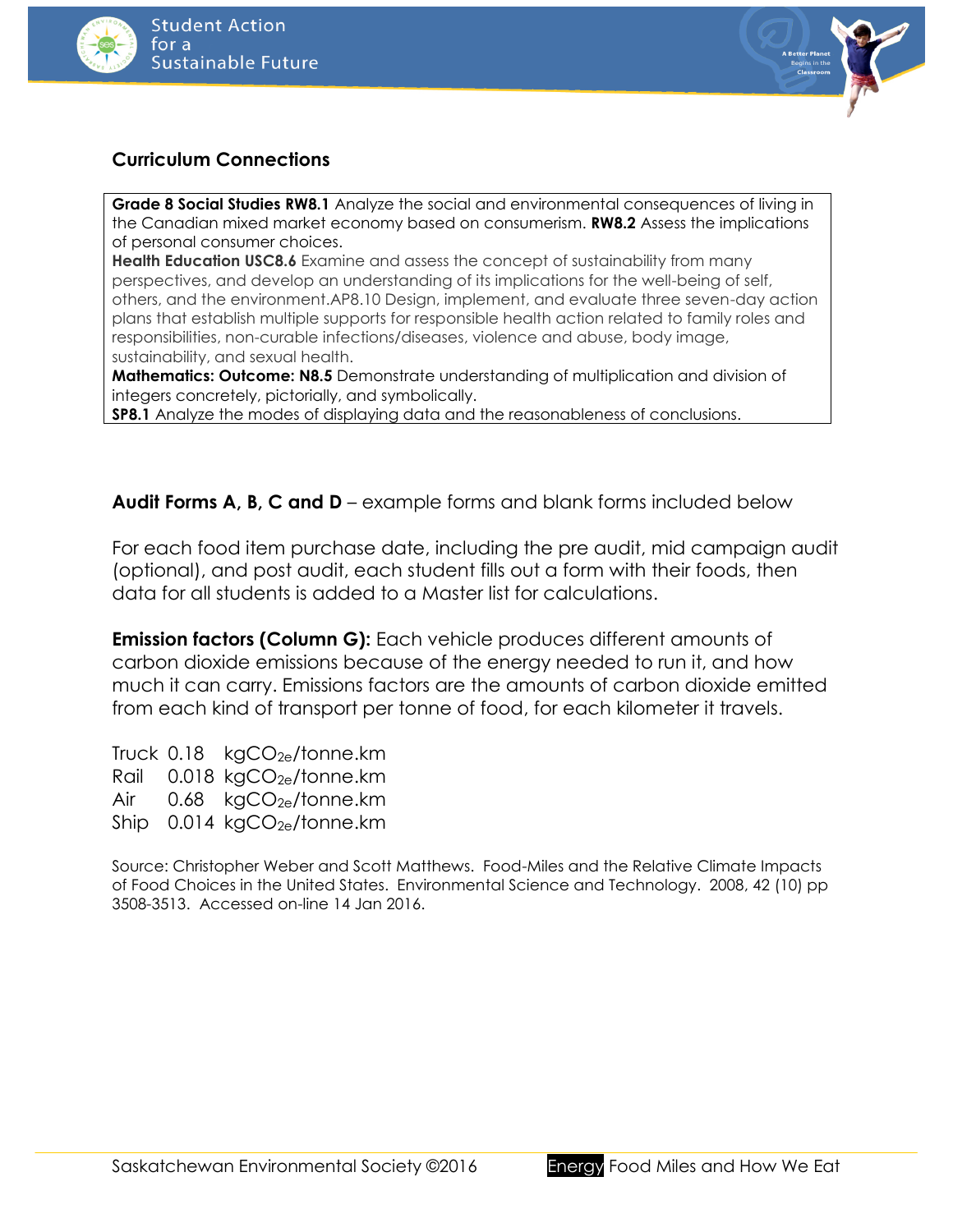## Curriculum Connections

**Grade 8 Social Studies RW8.1** Analyze the social and environmental consequences of living in the Canadian mixed market economy based on consumerism. **RW8.2** Assess the implications of personal consumer choices.
**Health Education USC8.6** Examine and assess the concept of sustainability from many perspectives, and develop an understanding of its implications for the well-being of self, others, and the environment.AP8.10 Design, implement, and evaluate three seven-day action plans that establish multiple supports for responsible health action related to family roles and responsibilities, non-curable infections/diseases, violence and abuse, body image, sustainability, and sexual health.
**Mathematics: Outcome: N8.5** Demonstrate understanding of multiplication and division of integers concretely, pictorially, and symbolically.
**SP8.1** Analyze the modes of displaying data and the reasonableness of conclusions.

**Audit Forms A, B, C and D** – example forms and blank forms included below

For each food item purchase date, including the pre audit, mid campaign audit (optional), and post audit, each student fills out a form with their foods, then data for all students is added to a Master list for calculations.

**Emission factors (Column G):** Each vehicle produces different amounts of carbon dioxide emissions because of the energy needed to run it, and how much it can carry. Emissions factors are the amounts of carbon dioxide emitted from each kind of transport per tonne of food, for each kilometer it travels.

Truck 0.18 kg$CO_{2e}$/tonne.km
Rail 0.018 kg$CO_{2e}$/tonne.km
Air 0.68 kg$CO_{2e}$/tonne.km
Ship 0.014 kg$CO_{2e}$/tonne.km

Source: Christopher Weber and Scott Matthews. Food-Miles and the Relative Climate Impacts of Food Choices in the United States. Environmental Science and Technology. 2008, 42 (10) pp 3508-3513. Accessed on-line 14 Jan 2016.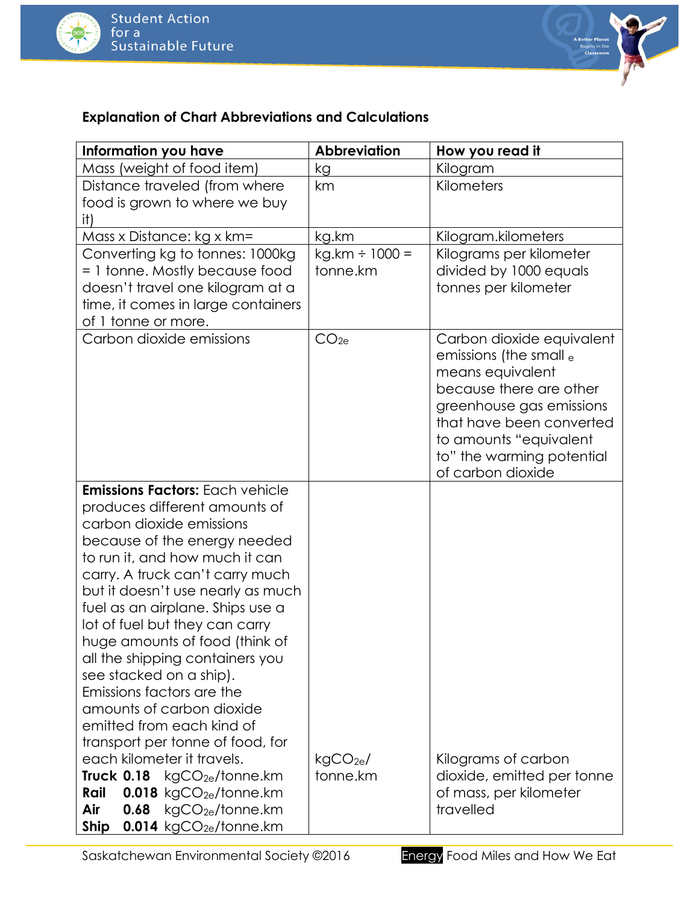**Explanation of Chart Abbreviations and Calculations**

| Information you have | Abbreviation | How you read it |
|---|---|---|
| Mass (weight of food item) | kg | Kilogram |
| Distance traveled (from where food is grown to where we buy it) | km | Kilometers |
| Mass x Distance: kg x km= | kg.km | Kilogram.kilometers |
| Converting kg to tonnes: 1000kg = 1 tonne. Mostly because food doesn't travel one kilogram at a time, it comes in large containers of 1 tonne or more. | kg.km ÷ 1000 = tonne.km | Kilograms per kilometer divided by 1000 equals tonnes per kilometer |
| Carbon dioxide emissions | $CO_{2e}$ | Carbon dioxide equivalent emissions (the small $_e$ means equivalent because there are other greenhouse gas emissions that have been converted to amounts "equivalent to" the warming potential of carbon dioxide |
| **Emissions Factors:** Each vehicle produces different amounts of carbon dioxide emissions because of the energy needed to run it, and how much it can carry. A truck can't carry much but it doesn't use nearly as much fuel as an airplane. Ships use a lot of fuel but they can carry huge amounts of food (think of all the shipping containers you see stacked on a ship). Emissions factors are the amounts of carbon dioxide emitted from each kind of transport per tonne of food, for each kilometer it travels. **Truck 0.18** $kgCO_{2e}$/tonne.km **Rail 0.018** $kgCO_{2e}$/tonne.km **Air 0.68** $kgCO_{2e}$/tonne.km **Ship 0.014** $kgCO_{2e}$/tonne.km | $kgCO_{2e}$/ tonne.km | Kilograms of carbon dioxide, emitted per tonne of mass, per kilometer travelled |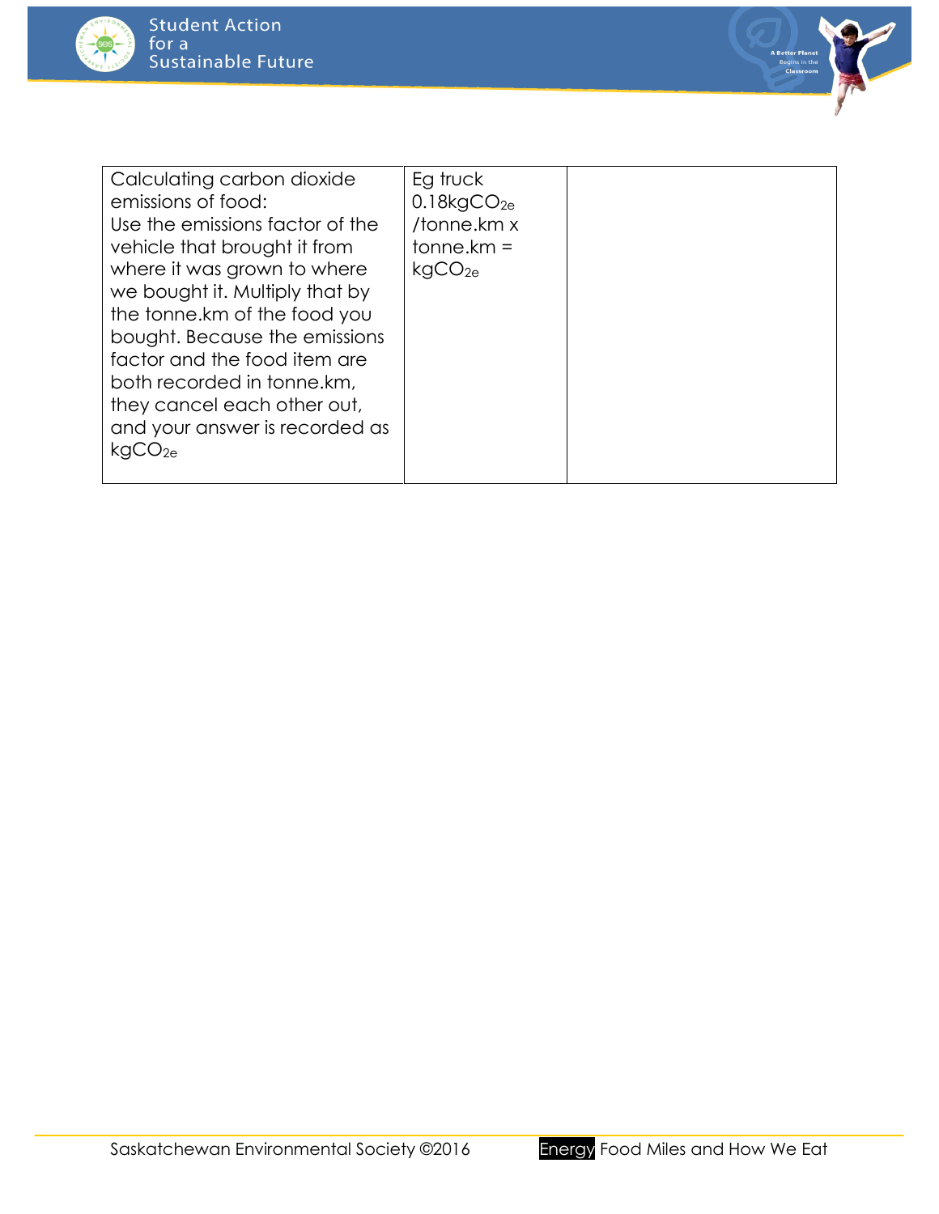| Calculating carbon dioxide emissions of food: Use the emissions factor of the vehicle that brought it from where it was grown to where we bought it. Multiply that by the tonne.km of the food you bought. Because the emissions factor and the food item are both recorded in tonne.km, they cancel each other out, and your answer is recorded as $kgCO_{2e}$ | Eg truck $0.18kgCO_{2e}$ /tonne.km x tonne.km = $kgCO_{2e}$ | |
|---|---|---|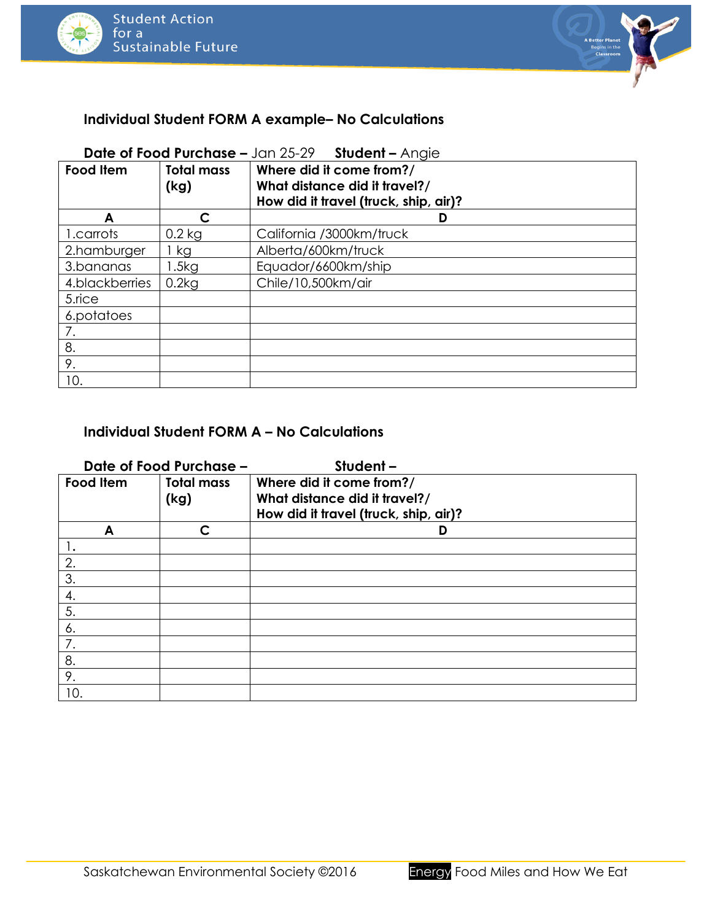### Individual Student FORM A example– No Calculations

**Date of Food Purchase –** Jan 25-29 **Student –** Angie

| Food Item | Total mass (kg) | Where did it come from?/ What distance did it travel?/ How did it travel (truck, ship, air)? |
|---|---|---|
| **A** | **C** | **D** |
| 1.carrots | 0.2 kg | California /3000km/truck |
| 2.hamburger | 1 kg | Alberta/600km/truck |
| 3.bananas | 1.5kg | Equador/6600km/ship |
| 4.blackberries | 0.2kg | Chile/10,500km/air |
| 5.rice | | |
| 6.potatoes | | |
| 7. | | |
| 8. | | |
| 9. | | |
| 10. | | |

### Individual Student FORM A – No Calculations

**Date of Food Purchase –** **Student –**

| Food Item | Total mass (kg) | Where did it come from?/ What distance did it travel?/ How did it travel (truck, ship, air)? |
|---|---|---|
| **A** | **C** | **D** |
| 1. | | |
| 2. | | |
| 3. | | |
| 4. | | |
| 5. | | |
| 6. | | |
| 7. | | |
| 8. | | |
| 9. | | |
| 10. | | |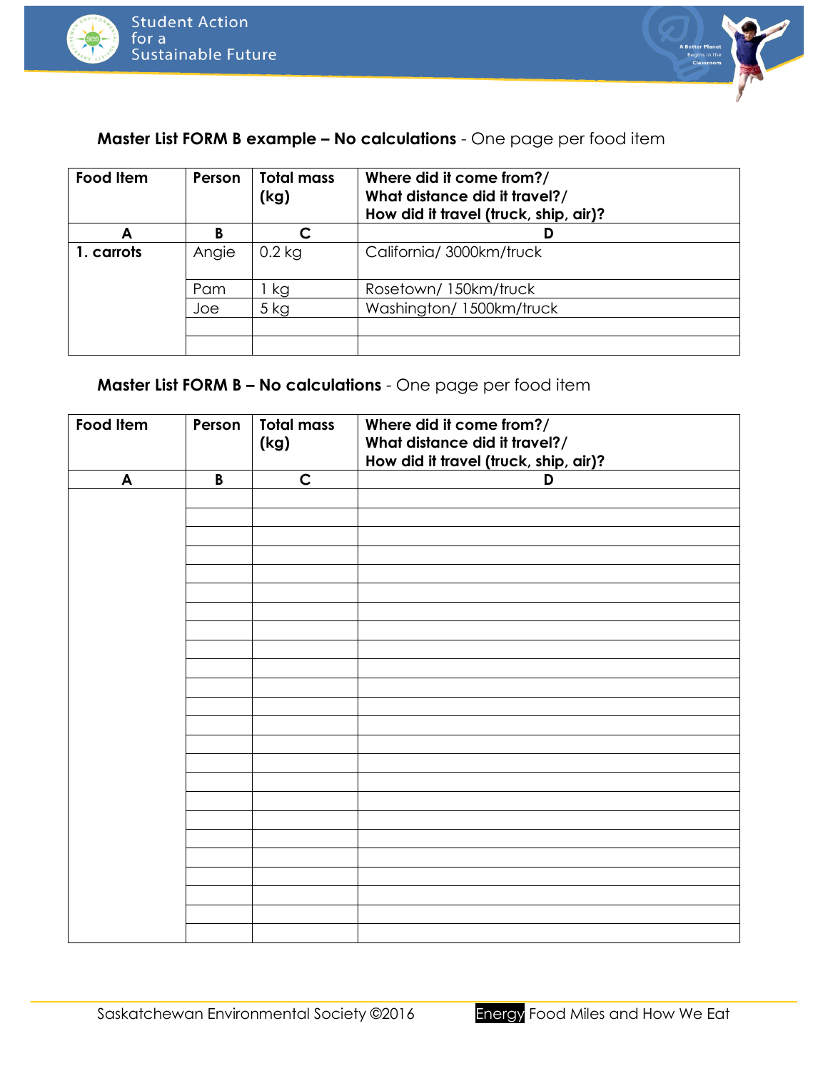**Master List FORM B example – No calculations** - One page per food item

| Food Item | Person | Total mass (kg) | Where did it come from?/ What distance did it travel?/ How did it travel (truck, ship, air)? |
|---|---|---|---|
| **A** | **B** | **C** | **D** |
| **1. carrots** | Angie | 0.2 kg | California/ 3000km/truck |
| | Pam | 1 kg | Rosetown/ 150km/truck |
| | Joe | 5 kg | Washington/ 1500km/truck |
| | | | |
| | | | |

**Master List FORM B – No calculations** - One page per food item

| Food Item | Person | Total mass (kg) | Where did it come from?/ What distance did it travel?/ How did it travel (truck, ship, air)? |
|---|---|---|---|
| **A** | **B** | **C** | **D** |
| | | | |
| | | | |
| | | | |
| | | | |
| | | | |
| | | | |
| | | | |
| | | | |
| | | | |
| | | | |
| | | | |
| | | | |
| | | | |
| | | | |
| | | | |
| | | | |
| | | | |
| | | | |
| | | | |
| | | | |
| | | | |
| | | | |
| | | | |
| | | | |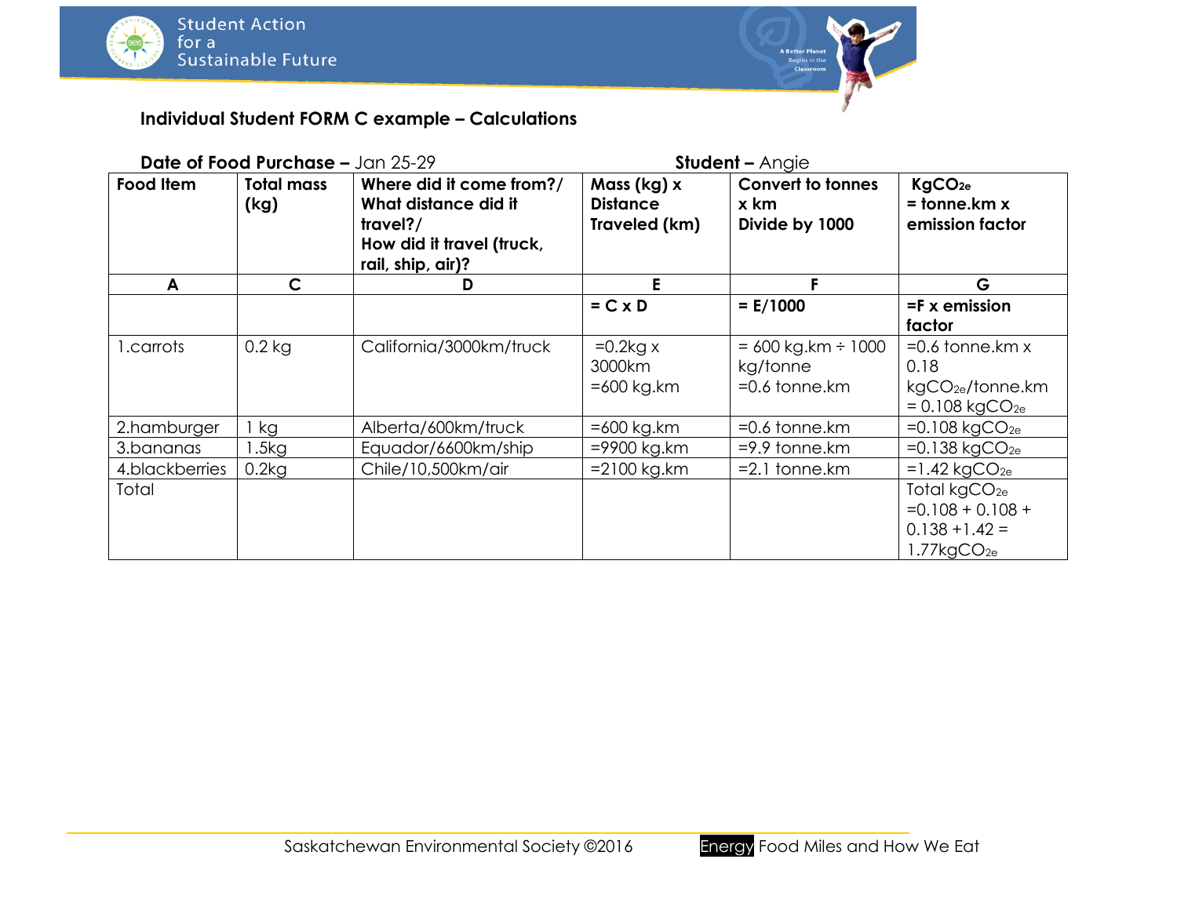**Individual Student FORM C example – Calculations**

**Date of Food Purchase –** Jan 25-29 **Student –** Angie

| Food Item | Total mass (kg) | Where did it come from?/ What distance did it travel?/ How did it travel (truck, rail, ship, air)? | Mass (kg) x Distance Traveled (km) | Convert to tonnes x km Divide by 1000 | $KgCO_{2e}$ = tonne.km x emission factor |
|---|---|---|---|---|---|
| **A** | **C** | **D** | **E** | **F** | **G** |
| | | | **= C x D** | **= E/1000** | **=F x emission factor** |
| 1.carrots | 0.2 kg | California/3000km/truck | =0.2kg x 3000km =600 kg.km | = 600 kg.km ÷ 1000 kg/tonne =0.6 tonne.km | =0.6 tonne.km x 0.18 $kgCO_{2e}$/tonne.km = 0.108 $kgCO_{2e}$ |
| 2.hamburger | 1 kg | Alberta/600km/truck | =600 kg.km | =0.6 tonne.km | =0.108 $kgCO_{2e}$ |
| 3.bananas | 1.5kg | Equador/6600km/ship | =9900 kg.km | =9.9 tonne.km | =0.138 $kgCO_{2e}$ |
| 4.blackberries | 0.2kg | Chile/10,500km/air | =2100 kg.km | =2.1 tonne.km | =1.42 $kgCO_{2e}$ |
| Total | | | | | Total $kgCO_{2e}$ =0.108 + 0.108 + 0.138 +1.42 = 1.77$kgCO_{2e}$ |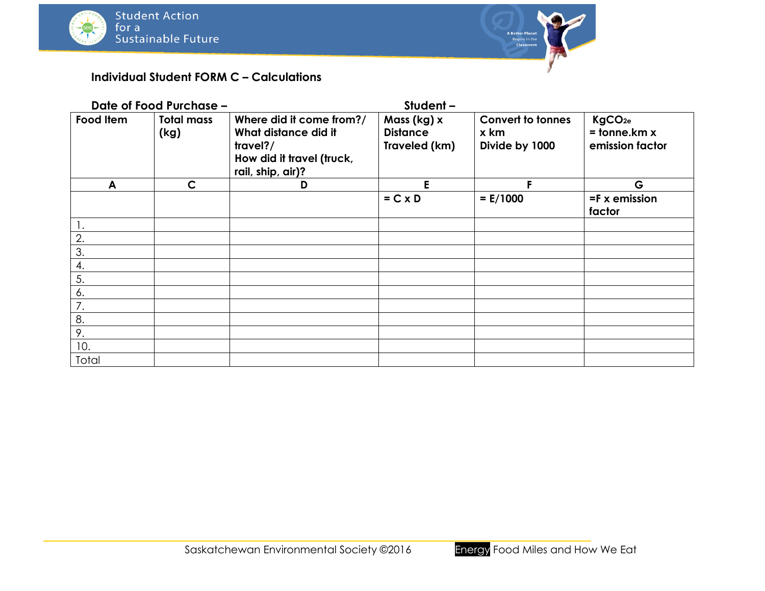### Individual Student FORM C – Calculations

**Date of Food Purchase –** **Student –**

| Food Item | Total mass (kg) | Where did it come from?/ What distance did it travel?/ How did it travel (truck, rail, ship, air)? | Mass (kg) x Distance Traveled (km) | Convert to tonnes x km Divide by 1000 | $KgCO_{2e}$ = tonne.km x emission factor |
|---|---|---|---|---|---|
| **A** | **C** | **D** | **E** | **F** | **G** |
| | | | **= C x D** | **= E/1000** | **=F x emission factor** |
| 1. | | | | | |
| 2. | | | | | |
| 3. | | | | | |
| 4. | | | | | |
| 5. | | | | | |
| 6. | | | | | |
| 7. | | | | | |
| 8. | | | | | |
| 9. | | | | | |
| 10. | | | | | |
| Total | | | | | |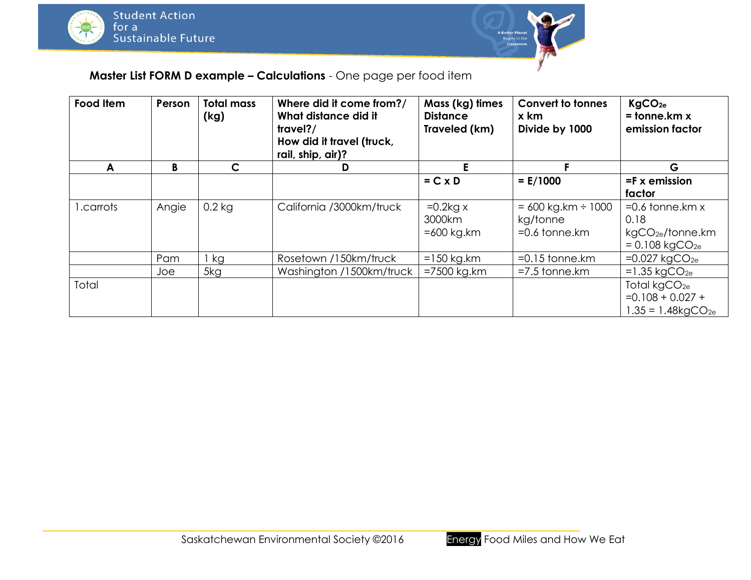**Master List FORM D example – Calculations** - One page per food item

| Food Item | Person | Total mass (kg) | Where did it come from?/ What distance did it travel?/ How did it travel (truck, rail, ship, air)? | Mass (kg) times Distance Traveled (km) | Convert to tonnes x km Divide by 1000 | $KgCO_{2e}$ = tonne.km x emission factor |
|---|---|---|---|---|---|---|
| A | B | C | D | E | F | G |
| | | | | = C x D | = E/1000 | =F x emission factor |
| 1.carrots | Angie | 0.2 kg | California /3000km/truck | =0.2kg x 3000km =600 kg.km | = 600 kg.km ÷ 1000 kg/tonne =0.6 tonne.km | =0.6 tonne.km x 0.18 $kgCO_{2e}$/tonne.km = 0.108 $kgCO_{2e}$ |
| | Pam | 1 kg | Rosetown /150km/truck | =150 kg.km | =0.15 tonne.km | =0.027 $kgCO_{2e}$ |
| | Joe | 5kg | Washington /1500km/truck | =7500 kg.km | =7.5 tonne.km | =1.35 $kgCO_{2e}$ |
| Total | | | | | | Total $kgCO_{2e}$ =0.108 + 0.027 + 1.35 = 1.48$kgCO_{2e}$ |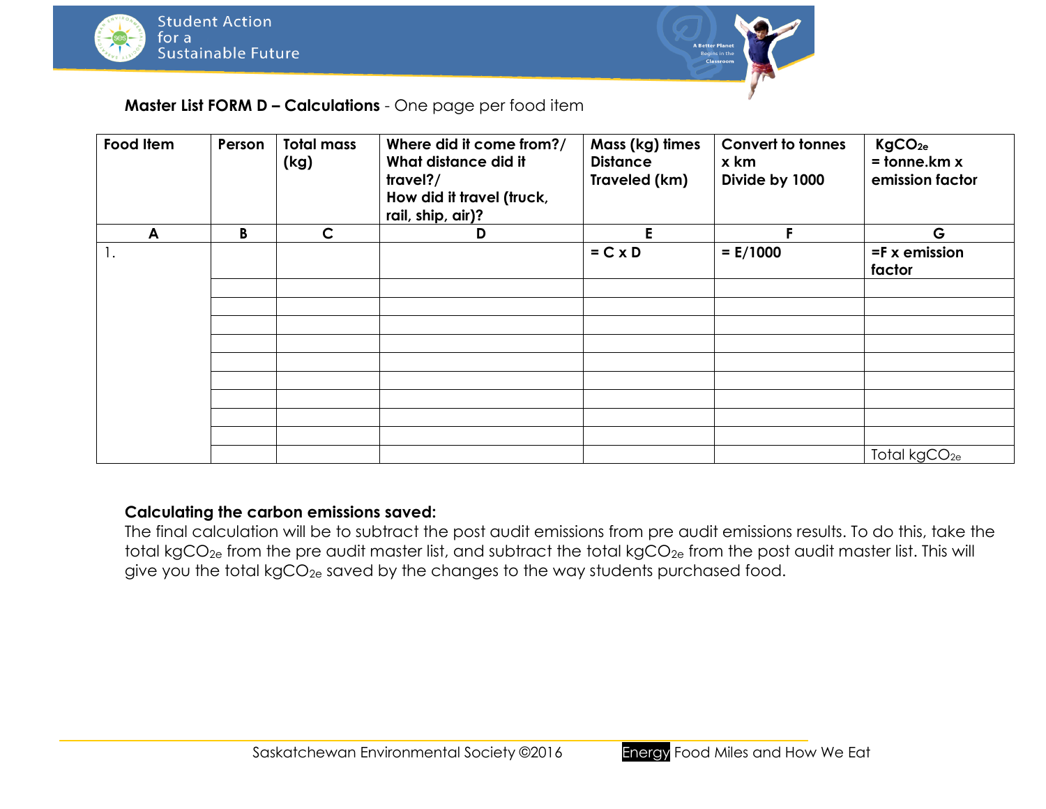**Master List FORM D – Calculations** - One page per food item

| Food Item | Person | Total mass (kg) | Where did it come from?/ What distance did it travel?/ How did it travel (truck, rail, ship, air)? | Mass (kg) times Distance Traveled (km) | Convert to tonnes x km Divide by 1000 | $KgCO_{2e}$ = tonne.km x emission factor |
|---|---|---|---|---|---|---|
| **A** | **B** | **C** | **D** | **E** | **F** | **G** |
| 1. | | | | = C x D | = E/1000 | =F x emission factor |
| | | | | | | |
| | | | | | | |
| | | | | | | |
| | | | | | | |
| | | | | | | |
| | | | | | | |
| | | | | | | |
| | | | | | | |
| | | | | | | |
| | | | | | | Total $kgCO_{2e}$ |

**Calculating the carbon emissions saved:**
The final calculation will be to subtract the post audit emissions from pre audit emissions results. To do this, take the total $kgCO_{2e}$ from the pre audit master list, and subtract the total $kgCO_{2e}$ from the post audit master list. This will give you the total $kgCO_{2e}$ saved by the changes to the way students purchased food.